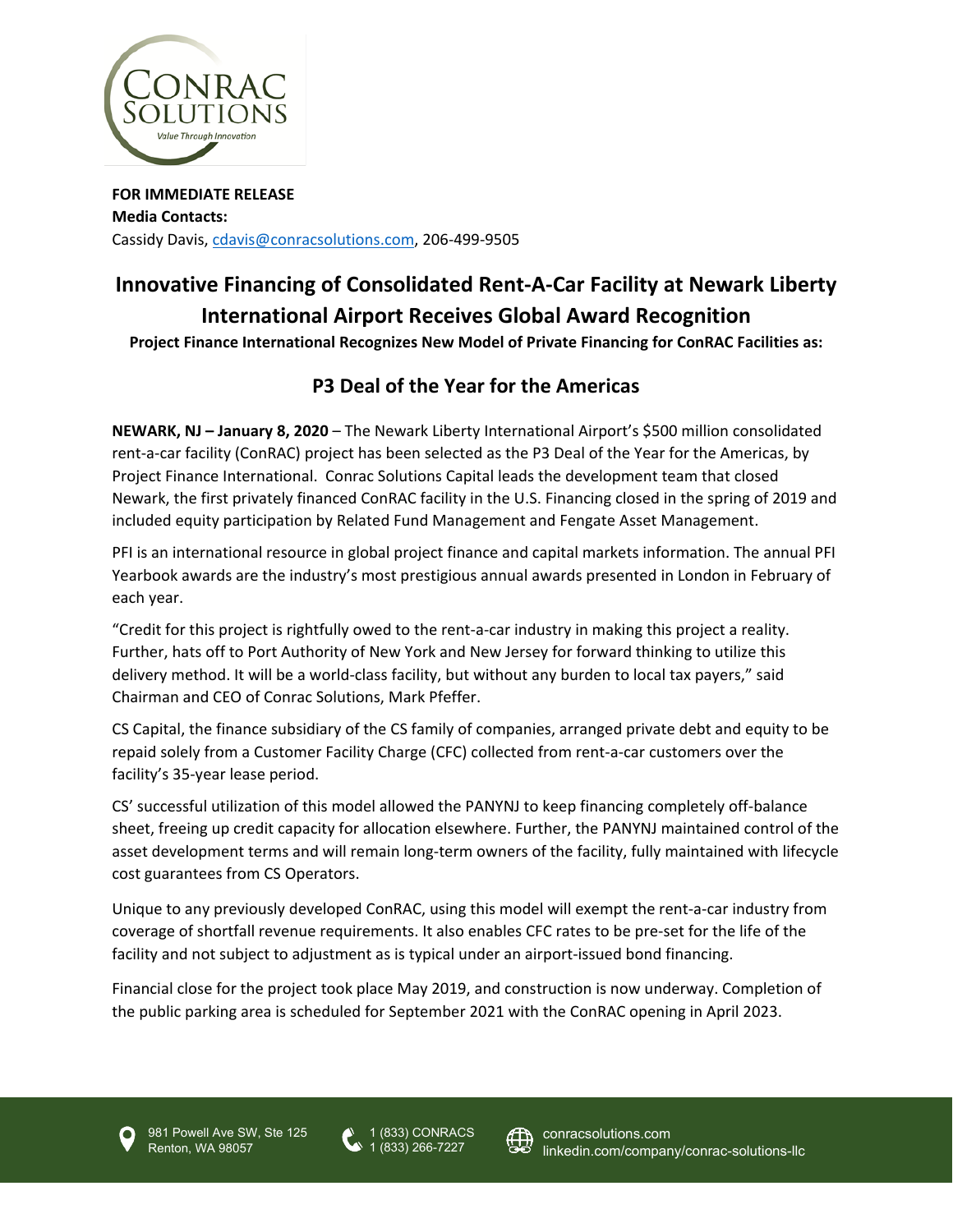**FOR IMMEDIATE RELEASE**
**Media Contacts:**
Cassidy Davis, cdavis@conracsolutions.com, 206-499-9505

# Innovative Financing of Consolidated Rent-A-Car Facility at Newark Liberty International Airport Receives Global Award Recognition

**Project Finance International Recognizes New Model of Private Financing for ConRAC Facilities as:**

## P3 Deal of the Year for the Americas

**NEWARK, NJ – January 8, 2020** – The Newark Liberty International Airport's $500 million consolidated rent-a-car facility (ConRAC) project has been selected as the P3 Deal of the Year for the Americas, by Project Finance International. Conrac Solutions Capital leads the development team that closed Newark, the first privately financed ConRAC facility in the U.S. Financing closed in the spring of 2019 and included equity participation by Related Fund Management and Fengate Asset Management.

PFI is an international resource in global project finance and capital markets information. The annual PFI Yearbook awards are the industry's most prestigious annual awards presented in London in February of each year.

"Credit for this project is rightfully owed to the rent-a-car industry in making this project a reality. Further, hats off to Port Authority of New York and New Jersey for forward thinking to utilize this delivery method. It will be a world-class facility, but without any burden to local tax payers," said Chairman and CEO of Conrac Solutions, Mark Pfeffer.

CS Capital, the finance subsidiary of the CS family of companies, arranged private debt and equity to be repaid solely from a Customer Facility Charge (CFC) collected from rent-a-car customers over the facility's 35-year lease period.

CS' successful utilization of this model allowed the PANYNJ to keep financing completely off-balance sheet, freeing up credit capacity for allocation elsewhere. Further, the PANYNJ maintained control of the asset development terms and will remain long-term owners of the facility, fully maintained with lifecycle cost guarantees from CS Operators.

Unique to any previously developed ConRAC, using this model will exempt the rent-a-car industry from coverage of shortfall revenue requirements. It also enables CFC rates to be pre-set for the life of the facility and not subject to adjustment as is typical under an airport-issued bond financing.

Financial close for the project took place May 2019, and construction is now underway. Completion of the public parking area is scheduled for September 2021 with the ConRAC opening in April 2023.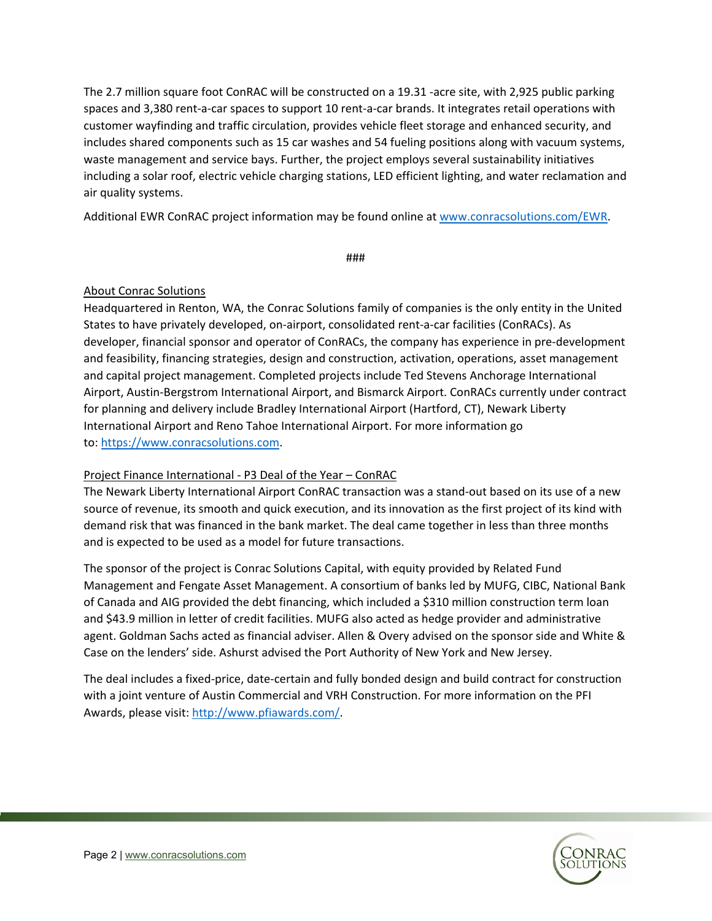The 2.7 million square foot ConRAC will be constructed on a 19.31 -acre site, with 2,925 public parking spaces and 3,380 rent-a-car spaces to support 10 rent-a-car brands. It integrates retail operations with customer wayfinding and traffic circulation, provides vehicle fleet storage and enhanced security, and includes shared components such as 15 car washes and 54 fueling positions along with vacuum systems, waste management and service bays. Further, the project employs several sustainability initiatives including a solar roof, electric vehicle charging stations, LED efficient lighting, and water reclamation and air quality systems.

Additional EWR ConRAC project information may be found online at [www.conracsolutions.com/EWR](www.conracsolutions.com/EWR).

###

About Conrac Solutions

Headquartered in Renton, WA, the Conrac Solutions family of companies is the only entity in the United States to have privately developed, on-airport, consolidated rent-a-car facilities (ConRACs). As developer, financial sponsor and operator of ConRACs, the company has experience in pre-development and feasibility, financing strategies, design and construction, activation, operations, asset management and capital project management. Completed projects include Ted Stevens Anchorage International Airport, Austin-Bergstrom International Airport, and Bismarck Airport. ConRACs currently under contract for planning and delivery include Bradley International Airport (Hartford, CT), Newark Liberty International Airport and Reno Tahoe International Airport. For more information go to: [https://www.conracsolutions.com](https://www.conracsolutions.com).

Project Finance International - P3 Deal of the Year – ConRAC

The Newark Liberty International Airport ConRAC transaction was a stand-out based on its use of a new source of revenue, its smooth and quick execution, and its innovation as the first project of its kind with demand risk that was financed in the bank market. The deal came together in less than three months and is expected to be used as a model for future transactions.

The sponsor of the project is Conrac Solutions Capital, with equity provided by Related Fund Management and Fengate Asset Management. A consortium of banks led by MUFG, CIBC, National Bank of Canada and AIG provided the debt financing, which included a $310 million construction term loan and $43.9 million in letter of credit facilities. MUFG also acted as hedge provider and administrative agent. Goldman Sachs acted as financial adviser. Allen & Overy advised on the sponsor side and White & Case on the lenders' side. Ashurst advised the Port Authority of New York and New Jersey.

The deal includes a fixed-price, date-certain and fully bonded design and build contract for construction with a joint venture of Austin Commercial and VRH Construction. For more information on the PFI Awards, please visit: [http://www.pfiawards.com/](http://www.pfiawards.com/).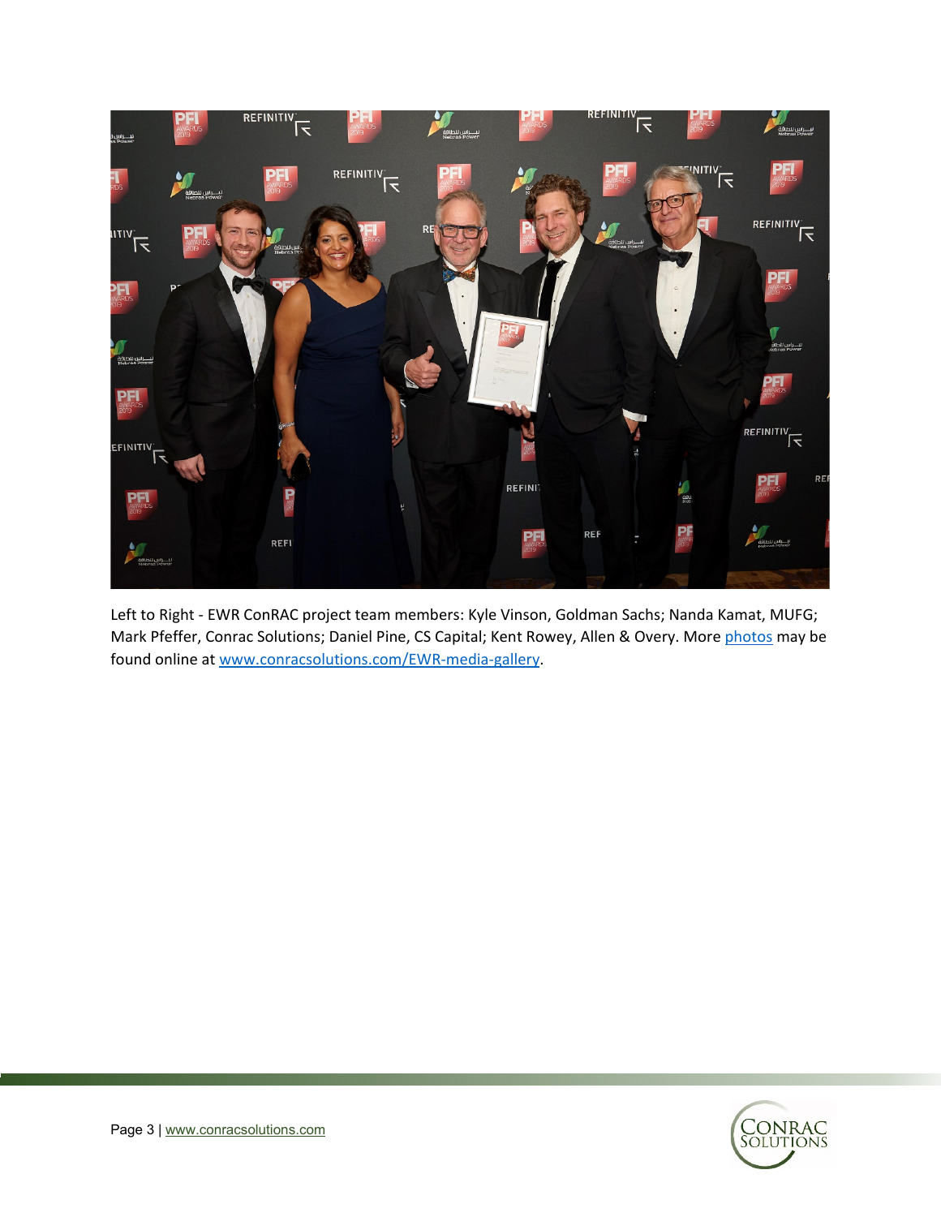Left to Right - EWR ConRAC project team members: Kyle Vinson, Goldman Sachs; Nanda Kamat, MUFG; Mark Pfeffer, Conrac Solutions; Daniel Pine, CS Capital; Kent Rowey, Allen & Overy. More [photos](www.conracsolutions.com/EWR-media-gallery) may be found online at [www.conracsolutions.com/EWR-media-gallery](www.conracsolutions.com/EWR-media-gallery).